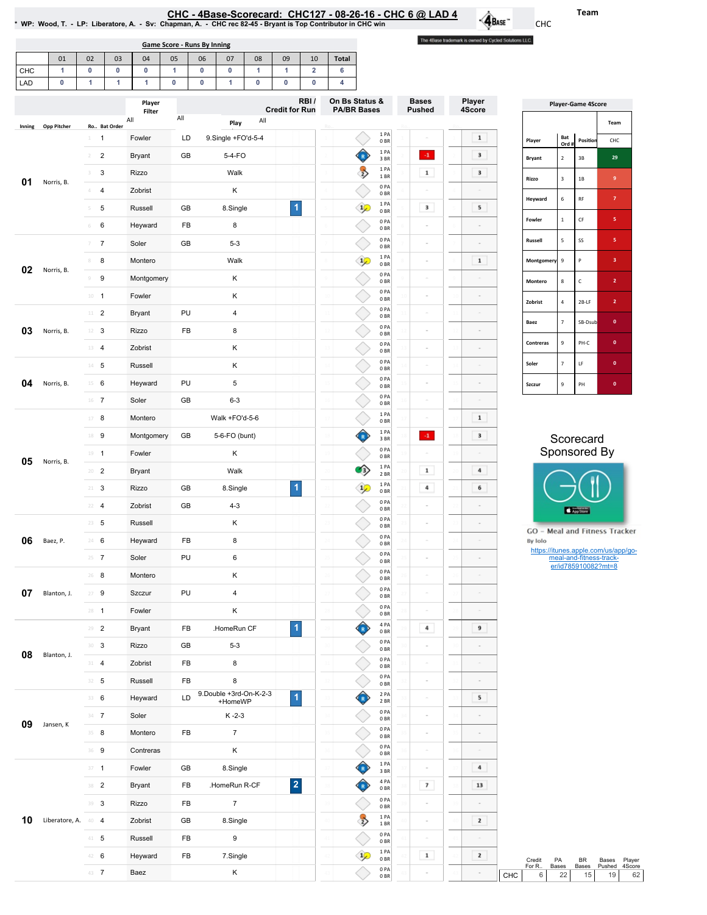# CHC - 4Base-Scorecard: CHC127 - 08-26-16 - CHC 6 @ LAD 4

* WP: Wood, T. - LP: Liberatore, A. - Sv: Chapman, A. - CHC rec 82-45 - Bryant is Top Contributor in CHC win

Team: CHC

The 4Base trademark is owned by Cycled Solutions LLC.

## Game Score - Runs By Inning

| | 01 | 02 | 03 | 04 | 05 | 06 | 07 | 08 | 09 | 10 | Total |
|---|---|---|---|---|---|---|---|---|---|---|---|
| CHC | 1 | 0 | 0 | 0 | 1 | 0 | 0 | 1 | 1 | 2 | 6 |
| LAD | 0 | 1 | 1 | 1 | 0 | 0 | 1 | 0 | 0 | 0 | 4 |

| Inning | Opp Pitcher | Ro.. | Bat Order | Player | | Play | RBI / Credit for Run | On Bs Status & PA/BR Bases | Bases Pushed | Player 4Score |
|---|---|---|---|---|---|---|---|---|---|---|
| 01 | Norris, B. | 1 | 1 | Fowler | LD | 9.Single +FO'd-5-4 | | 1 PA 0 BR | - | 1 |
| | | 2 | 2 | Bryant | GB | 5-4-FO | | 1 PA 3 BR | -1 | 3 |
| | | 3 | 3 | Rizzo | | Walk | | 1 PA 1 BR | 1 | 3 |
| | | 4 | 4 | Zobrist | | K | | 0 PA 0 BR | - | - |
| | | 5 | 5 | Russell | GB | 8.Single | 1 | 1 PA 0 BR | 3 | 5 |
| | | 6 | 6 | Heyward | FB | 8 | | 0 PA 0 BR | - | - |
| 02 | Norris, B. | 7 | 7 | Soler | GB | 5-3 | | 0 PA 0 BR | - | - |
| | | 8 | 8 | Montero | | Walk | | 1 PA 0 BR | - | 1 |
| | | 9 | 9 | Montgomery | | K | | 0 PA 0 BR | - | - |
| | | 10 | 1 | Fowler | | K | | 0 PA 0 BR | - | - |
| 03 | Norris, B. | 11 | 2 | Bryant | PU | 4 | | 0 PA 0 BR | - | - |
| | | 12 | 3 | Rizzo | FB | 8 | | 0 PA 0 BR | - | - |
| | | 13 | 4 | Zobrist | | K | | 0 PA 0 BR | - | - |
| 04 | Norris, B. | 14 | 5 | Russell | | K | | 0 PA 0 BR | - | - |
| | | 15 | 6 | Heyward | PU | 5 | | 0 PA 0 BR | - | - |
| | | 16 | 7 | Soler | GB | 6-3 | | 0 PA 0 BR | - | - |
| 05 | Norris, B. | 17 | 8 | Montero | | Walk +FO'd-5-6 | | 1 PA 0 BR | - | 1 |
| | | 18 | 9 | Montgomery | GB | 5-6-FO (bunt) | | 1 PA 3 BR | -1 | 3 |
| | | 19 | 1 | Fowler | | K | | 0 PA 0 BR | - | - |
| | | 20 | 2 | Bryant | | Walk | | 1 PA 2 BR | 1 | 4 |
| | | 21 | 3 | Rizzo | GB | 8.Single | 1 | 1 PA 0 BR | 4 | 6 |
| | | 22 | 4 | Zobrist | GB | 4-3 | | 0 PA 0 BR | - | - |
| 06 | Baez, P. | 23 | 5 | Russell | | K | | 0 PA 0 BR | - | - |
| | | 24 | 6 | Heyward | FB | 8 | | 0 PA 0 BR | - | - |
| | | 25 | 7 | Soler | PU | 6 | | 0 PA 0 BR | - | - |
| 07 | Blanton, J. | 26 | 8 | Montero | | K | | 0 PA 0 BR | - | - |
| | | 27 | 9 | Szczur | PU | 4 | | 0 PA 0 BR | - | - |
| | | 28 | 1 | Fowler | | K | | 0 PA 0 BR | - | - |
| 08 | Blanton, J. | 29 | 2 | Bryant | FB | .HomeRun CF | 1 | 4 PA 0 BR | 4 | 9 |
| | | 30 | 3 | Rizzo | GB | 5-3 | | 0 PA 0 BR | - | - |
| | | 31 | 4 | Zobrist | FB | 8 | | 0 PA 0 BR | - | - |
| | | 32 | 5 | Russell | FB | 8 | | 0 PA 0 BR | - | - |
| 09 | Jansen, K | 33 | 6 | Heyward | LD | 9.Double +3rd-On-K-2-3 +HomeWP | 1 | 2 PA 2 BR | - | 5 |
| | | 34 | 7 | Soler | | K -2-3 | | 0 PA 0 BR | - | - |
| | | 35 | 8 | Montero | FB | 7 | | 0 PA 0 BR | - | - |
| | | 36 | 9 | Contreras | | K | | 0 PA 0 BR | - | - |
| 10 | Liberatore, A. | 37 | 1 | Fowler | GB | 8.Single | | 1 PA 3 BR | - | 4 |
| | | 38 | 2 | Bryant | FB | .HomeRun R-CF | 2 | 4 PA 0 BR | 7 | 13 |
| | | 39 | 3 | Rizzo | FB | 7 | | 0 PA 0 BR | - | - |
| | | 40 | 4 | Zobrist | GB | 8.Single | | 1 PA 1 BR | - | 2 |
| | | 41 | 5 | Russell | FB | 9 | | 0 PA 0 BR | - | - |
| | | 42 | 6 | Heyward | FB | 7.Single | | 1 PA 0 BR | 1 | 2 |
| | | 43 | 7 | Baez | | K | | 0 PA 0 BR | - | - |

| | Credit For R.. | PA Bases | BR Bases | Bases Pushed | Player 4Score |
|---|---|---|---|---|---|
| CHC | 6 | 22 | 15 | 19 | 62 |

## Player-Game 4Score

| Player | Bat Ord # | Position | Team CHC |
|---|---|---|---|
| Bryant | 2 | 3B | 29 |
| Rizzo | 3 | 1B | 9 |
| Heyward | 6 | RF | 7 |
| Fowler | 1 | CF | 5 |
| Russell | 5 | SS | 5 |
| Montgomery | 9 | P | 3 |
| Montero | 8 | C | 2 |
| Zobrist | 4 | 2B-LF | 2 |
| Baez | 7 | SB-Dsub | 0 |
| Contreras | 9 | PH-C | 0 |
| Soler | 7 | LF | 0 |
| Szczur | 9 | PH | 0 |

Scorecard Sponsored By

GO - Meal and Fitness Tracker
By Iolo
https://itunes.apple.com/us/app/go-meal-and-fitness-track-er/id785910082?mt=8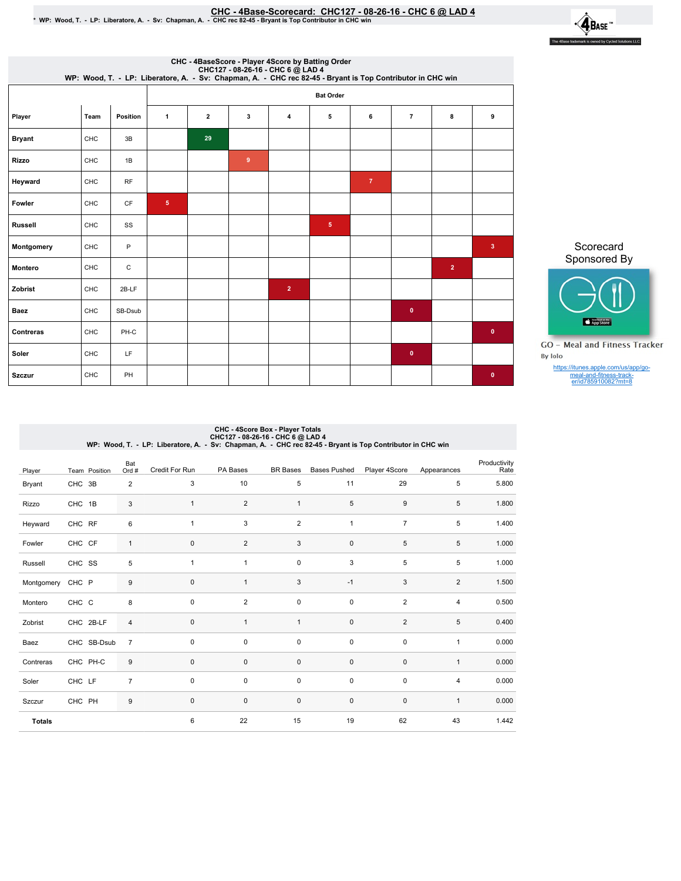# CHC - 4Base-Scorecard: CHC127 - 08-26-16 - CHC 6 @ LAD 4

\* WP: Wood, T. - LP: Liberatore, A. - Sv: Chapman, A. - CHC rec 82-45 - Bryant is Top Contributor in CHC win

The 4Base trademark is owned by Cycled Solutions LLC

## CHC - 4BaseScore - Player 4Score by Batting Order

CHC127 - 08-26-16 - CHC 6 @ LAD 4
WP: Wood, T. - LP: Liberatore, A. - Sv: Chapman, A. - CHC rec 82-45 - Bryant is Top Contributor in CHC win

| | | | Bat Order | | | | | | | | |
|---|---|---|---|---|---|---|---|---|---|---|---|
| Player | Team | Position | 1 | 2 | 3 | 4 | 5 | 6 | 7 | 8 | 9 |
| Bryant | CHC | 3B | | 29 | | | | | | | |
| Rizzo | CHC | 1B | | | 9 | | | | | | |
| Heyward | CHC | RF | | | | | | 7 | | | |
| Fowler | CHC | CF | 5 | | | | | | | | |
| Russell | CHC | SS | | | | | 5 | | | | |
| Montgomery | CHC | P | | | | | | | | | 3 |
| Montero | CHC | C | | | | | | | | 2 | |
| Zobrist | CHC | 2B-LF | | | | 2 | | | | | |
| Baez | CHC | SB-Dsub | | | | | | | 0 | | |
| Contreras | CHC | PH-C | | | | | | | | | 0 |
| Soler | CHC | LF | | | | | | | 0 | | |
| Szczur | CHC | PH | | | | | | | | | 0 |

Scorecard Sponsored By

GO - Meal and Fitness Tracker
By Iolo

https://itunes.apple.com/us/app/go-meal-and-fitness-track-er/id785910082?mt=8

## CHC - 4Score Box - Player Totals

CHC127 - 08-26-16 - CHC 6 @ LAD 4
WP: Wood, T. - LP: Liberatore, A. - Sv: Chapman, A. - CHC rec 82-45 - Bryant is Top Contributor in CHC win

| Player | Team | Position | Bat Ord # | Credit For Run | PA Bases | BR Bases | Bases Pushed | Player 4Score | Appearances | Productivity Rate |
|---|---|---|---|---|---|---|---|---|---|---|
| Bryant | CHC | 3B | 2 | 3 | 10 | 5 | 11 | 29 | 5 | 5.800 |
| Rizzo | CHC | 1B | 3 | 1 | 2 | 1 | 5 | 9 | 5 | 1.800 |
| Heyward | CHC | RF | 6 | 1 | 3 | 2 | 1 | 7 | 5 | 1.400 |
| Fowler | CHC | CF | 1 | 0 | 2 | 3 | 0 | 5 | 5 | 1.000 |
| Russell | CHC | SS | 5 | 1 | 1 | 0 | 3 | 5 | 5 | 1.000 |
| Montgomery | CHC | P | 9 | 0 | 1 | 3 | -1 | 3 | 2 | 1.500 |
| Montero | CHC | C | 8 | 0 | 2 | 0 | 0 | 2 | 4 | 0.500 |
| Zobrist | CHC | 2B-LF | 4 | 0 | 1 | 1 | 0 | 2 | 5 | 0.400 |
| Baez | CHC | SB-Dsub | 7 | 0 | 0 | 0 | 0 | 0 | 1 | 0.000 |
| Contreras | CHC | PH-C | 9 | 0 | 0 | 0 | 0 | 0 | 1 | 0.000 |
| Soler | CHC | LF | 7 | 0 | 0 | 0 | 0 | 0 | 4 | 0.000 |
| Szczur | CHC | PH | 9 | 0 | 0 | 0 | 0 | 0 | 1 | 0.000 |
| **Totals** | | | | 6 | 22 | 15 | 19 | 62 | 43 | 1.442 |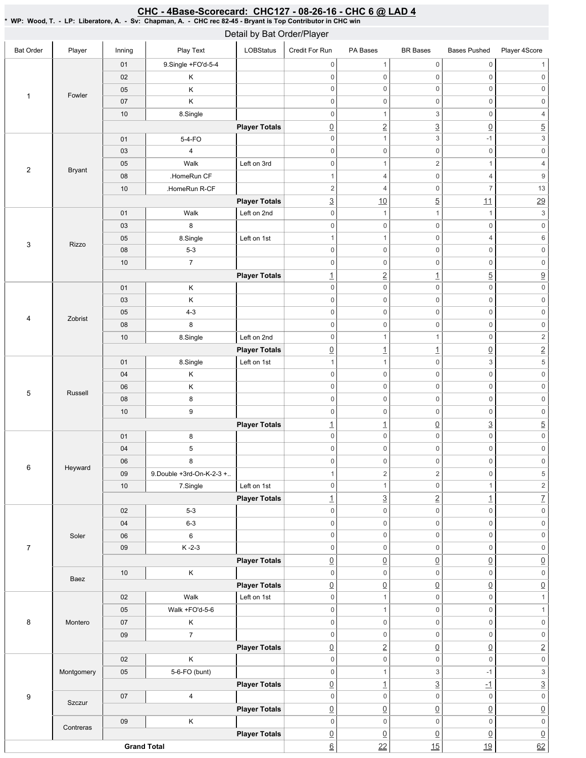# CHC - 4Base-Scorecard: CHC127 - 08-26-16 - CHC 6 @ LAD 4

* WP: Wood, T. - LP: Liberatore, A. - Sv: Chapman, A. - CHC rec 82-45 - Bryant is Top Contributor in CHC win

## Detail by Bat Order/Player

| Bat Order | Player | Inning | Play Text | LOBStatus | Credit For Run | PA Bases | BR Bases | Bases Pushed | Player 4Score |
|---|---|---|---|---|---|---|---|---|---|
| 1 | Fowler | 01 | 9.Single +FO'd-5-4 | | 0 | 1 | 0 | 0 | 1 |
| | | 02 | K | | 0 | 0 | 0 | 0 | 0 |
| | | 05 | K | | 0 | 0 | 0 | 0 | 0 |
| | | 07 | K | | 0 | 0 | 0 | 0 | 0 |
| | | 10 | 8.Single | | 0 | 1 | 3 | 0 | 4 |
| | | | | **Player Totals** | 0 | 2 | 3 | 0 | 5 |
| 2 | Bryant | 01 | 5-4-FO | | 0 | 1 | 3 | -1 | 3 |
| | | 03 | 4 | | 0 | 0 | 0 | 0 | 0 |
| | | 05 | Walk | Left on 3rd | 0 | 1 | 2 | 1 | 4 |
| | | 08 | .HomeRun CF | | 1 | 4 | 0 | 4 | 9 |
| | | 10 | .HomeRun R-CF | | 2 | 4 | 0 | 7 | 13 |
| | | | | **Player Totals** | 3 | 10 | 5 | 11 | 29 |
| 3 | Rizzo | 01 | Walk | Left on 2nd | 0 | 1 | 1 | 1 | 3 |
| | | 03 | 8 | | 0 | 0 | 0 | 0 | 0 |
| | | 05 | 8.Single | Left on 1st | 1 | 1 | 0 | 4 | 6 |
| | | 08 | 5-3 | | 0 | 0 | 0 | 0 | 0 |
| | | 10 | 7 | | 0 | 0 | 0 | 0 | 0 |
| | | | | **Player Totals** | 1 | 2 | 1 | 5 | 9 |
| 4 | Zobrist | 01 | K | | 0 | 0 | 0 | 0 | 0 |
| | | 03 | K | | 0 | 0 | 0 | 0 | 0 |
| | | 05 | 4-3 | | 0 | 0 | 0 | 0 | 0 |
| | | 08 | 8 | | 0 | 0 | 0 | 0 | 0 |
| | | 10 | 8.Single | Left on 2nd | 0 | 1 | 1 | 0 | 2 |
| | | | | **Player Totals** | 0 | 1 | 1 | 0 | 2 |
| 5 | Russell | 01 | 8.Single | Left on 1st | 1 | 1 | 0 | 3 | 5 |
| | | 04 | K | | 0 | 0 | 0 | 0 | 0 |
| | | 06 | K | | 0 | 0 | 0 | 0 | 0 |
| | | 08 | 8 | | 0 | 0 | 0 | 0 | 0 |
| | | 10 | 9 | | 0 | 0 | 0 | 0 | 0 |
| | | | | **Player Totals** | 1 | 1 | 0 | 3 | 5 |
| 6 | Heyward | 01 | 8 | | 0 | 0 | 0 | 0 | 0 |
| | | 04 | 5 | | 0 | 0 | 0 | 0 | 0 |
| | | 06 | 8 | | 0 | 0 | 0 | 0 | 0 |
| | | 09 | 9.Double +3rd-On-K-2-3 +.. | | 1 | 2 | 2 | 0 | 5 |
| | | 10 | 7.Single | Left on 1st | 0 | 1 | 0 | 1 | 2 |
| | | | | **Player Totals** | 1 | 3 | 2 | 1 | 7 |
| 7 | Soler | 02 | 5-3 | | 0 | 0 | 0 | 0 | 0 |
| | | 04 | 6-3 | | 0 | 0 | 0 | 0 | 0 |
| | | 06 | 6 | | 0 | 0 | 0 | 0 | 0 |
| | | 09 | K -2-3 | | 0 | 0 | 0 | 0 | 0 |
| | | | | **Player Totals** | 0 | 0 | 0 | 0 | 0 |
| | Baez | 10 | K | | 0 | 0 | 0 | 0 | 0 |
| | | | | **Player Totals** | 0 | 0 | 0 | 0 | 0 |
| 8 | Montero | 02 | Walk | Left on 1st | 0 | 1 | 0 | 0 | 1 |
| | | 05 | Walk +FO'd-5-6 | | 0 | 1 | 0 | 0 | 1 |
| | | 07 | K | | 0 | 0 | 0 | 0 | 0 |
| | | 09 | 7 | | 0 | 0 | 0 | 0 | 0 |
| | | | | **Player Totals** | 0 | 2 | 0 | 0 | 2 |
| 9 | Montgomery | 02 | K | | 0 | 0 | 0 | 0 | 0 |
| | | 05 | 5-6-FO (bunt) | | 0 | 1 | 3 | -1 | 3 |
| | | | | **Player Totals** | 0 | 1 | 3 | -1 | 3 |
| | Szczur | 07 | 4 | | 0 | 0 | 0 | 0 | 0 |
| | | | | **Player Totals** | 0 | 0 | 0 | 0 | 0 |
| | Contreras | 09 | K | | 0 | 0 | 0 | 0 | 0 |
| | | | | **Player Totals** | 0 | 0 | 0 | 0 | 0 |
| **Grand Total** | | | | | 6 | 22 | 15 | 19 | 62 |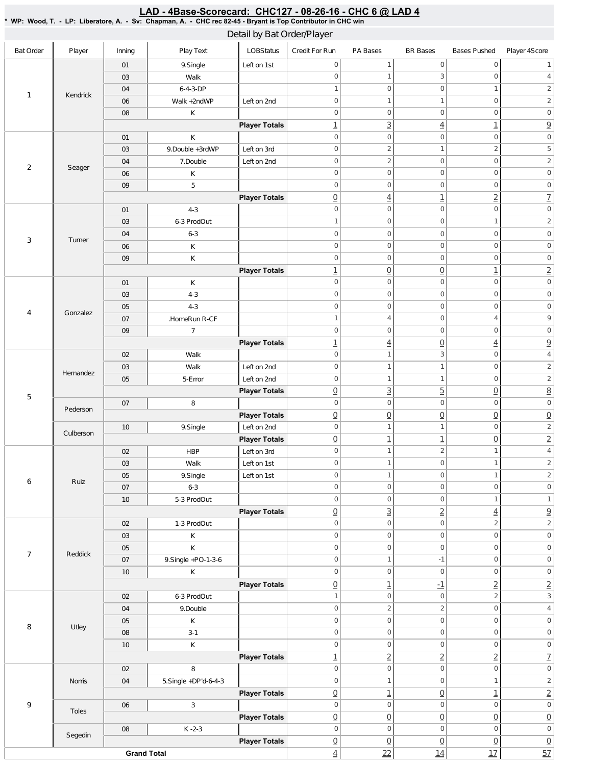## LAD - 4Base-Scorecard: CHC127 - 08-26-16 - CHC 6 @ LAD 4

**\* WP: Wood, T. - LP: Liberatore, A. - Sv: Chapman, A. - CHC rec 82-45 - Bryant is Top Contributor in CHC win**

### Detail by Bat Order/Player

| Bat Order | Player | Inning | Play Text | LOBStatus | Credit For Run | PA Bases | BR Bases | Bases Pushed | Player 4Score |
|---|---|---|---|---|---|---|---|---|---|
| 1 | Kendrick | 01 | 9.Single | Left on 1st | 0 | 1 | 0 | 0 | 1 |
| | | 03 | Walk | | 0 | 1 | 3 | 0 | 4 |
| | | 04 | 6-4-3-DP | | 1 | 0 | 0 | 1 | 2 |
| | | 06 | Walk +2ndWP | Left on 2nd | 0 | 1 | 1 | 0 | 2 |
| | | 08 | K | | 0 | 0 | 0 | 0 | 0 |
| | | | | **Player Totals** | 1 | 3 | 4 | 1 | 9 |
| 2 | Seager | 01 | K | | 0 | 0 | 0 | 0 | 0 |
| | | 03 | 9.Double +3rdWP | Left on 3rd | 0 | 2 | 1 | 2 | 5 |
| | | 04 | 7.Double | Left on 2nd | 0 | 2 | 0 | 0 | 2 |
| | | 06 | K | | 0 | 0 | 0 | 0 | 0 |
| | | 09 | 5 | | 0 | 0 | 0 | 0 | 0 |
| | | | | **Player Totals** | 0 | 4 | 1 | 2 | 7 |
| 3 | Turner | 01 | 4-3 | | 0 | 0 | 0 | 0 | 0 |
| | | 03 | 6-3 ProdOut | | 1 | 0 | 0 | 1 | 2 |
| | | 04 | 6-3 | | 0 | 0 | 0 | 0 | 0 |
| | | 06 | K | | 0 | 0 | 0 | 0 | 0 |
| | | 09 | K | | 0 | 0 | 0 | 0 | 0 |
| | | | | **Player Totals** | 1 | 0 | 0 | 1 | 2 |
| 4 | Gonzalez | 01 | K | | 0 | 0 | 0 | 0 | 0 |
| | | 03 | 4-3 | | 0 | 0 | 0 | 0 | 0 |
| | | 05 | 4-3 | | 0 | 0 | 0 | 0 | 0 |
| | | 07 | .HomeRun R-CF | | 1 | 4 | 0 | 4 | 9 |
| | | 09 | 7 | | 0 | 0 | 0 | 0 | 0 |
| | | | | **Player Totals** | 1 | 4 | 0 | 4 | 9 |
| 5 | Hernandez | 02 | Walk | | 0 | 1 | 3 | 0 | 4 |
| | | 03 | Walk | Left on 2nd | 0 | 1 | 1 | 0 | 2 |
| | | 05 | 5-Error | Left on 2nd | 0 | 1 | 1 | 0 | 2 |
| | | | | **Player Totals** | 0 | 3 | 5 | 0 | 8 |
| | Pederson | 07 | 8 | | 0 | 0 | 0 | 0 | 0 |
| | | | | **Player Totals** | 0 | 0 | 0 | 0 | 0 |
| | Culberson | 10 | 9.Single | Left on 2nd | 0 | 1 | 1 | 0 | 2 |
| | | | | **Player Totals** | 0 | 1 | 1 | 0 | 2 |
| 6 | Ruiz | 02 | HBP | Left on 3rd | 0 | 1 | 2 | 1 | 4 |
| | | 03 | Walk | Left on 1st | 0 | 1 | 0 | 1 | 2 |
| | | 05 | 9.Single | Left on 1st | 0 | 1 | 0 | 1 | 2 |
| | | 07 | 6-3 | | 0 | 0 | 0 | 0 | 0 |
| | | 10 | 5-3 ProdOut | | 0 | 0 | 0 | 1 | 1 |
| | | | | **Player Totals** | 0 | 3 | 2 | 4 | 9 |
| 7 | Reddick | 02 | 1-3 ProdOut | | 0 | 0 | 0 | 2 | 2 |
| | | 03 | K | | 0 | 0 | 0 | 0 | 0 |
| | | 05 | K | | 0 | 0 | 0 | 0 | 0 |
| | | 07 | 9.Single +PO-1-3-6 | | 0 | 1 | -1 | 0 | 0 |
| | | 10 | K | | 0 | 0 | 0 | 0 | 0 |
| | | | | **Player Totals** | 0 | 1 | -1 | 2 | 2 |
| 8 | Utley | 02 | 6-3 ProdOut | | 1 | 0 | 0 | 2 | 3 |
| | | 04 | 9.Double | | 0 | 2 | 2 | 0 | 4 |
| | | 05 | K | | 0 | 0 | 0 | 0 | 0 |
| | | 08 | 3-1 | | 0 | 0 | 0 | 0 | 0 |
| | | 10 | K | | 0 | 0 | 0 | 0 | 0 |
| | | | | **Player Totals** | 1 | 2 | 2 | 2 | 7 |
| 9 | Norris | 02 | 8 | | 0 | 0 | 0 | 0 | 0 |
| | | 04 | 5.Single +DP'd-6-4-3 | | 0 | 1 | 0 | 1 | 2 |
| | | | | **Player Totals** | 0 | 1 | 0 | 1 | 2 |
| | Toles | 06 | 3 | | 0 | 0 | 0 | 0 | 0 |
| | | | | **Player Totals** | 0 | 0 | 0 | 0 | 0 |
| | Segedin | 08 | K -2-3 | | 0 | 0 | 0 | 0 | 0 |
| | | | | **Player Totals** | 0 | 0 | 0 | 0 | 0 |
| **Grand Total** | | | | | 4 | 22 | 14 | 17 | 57 |